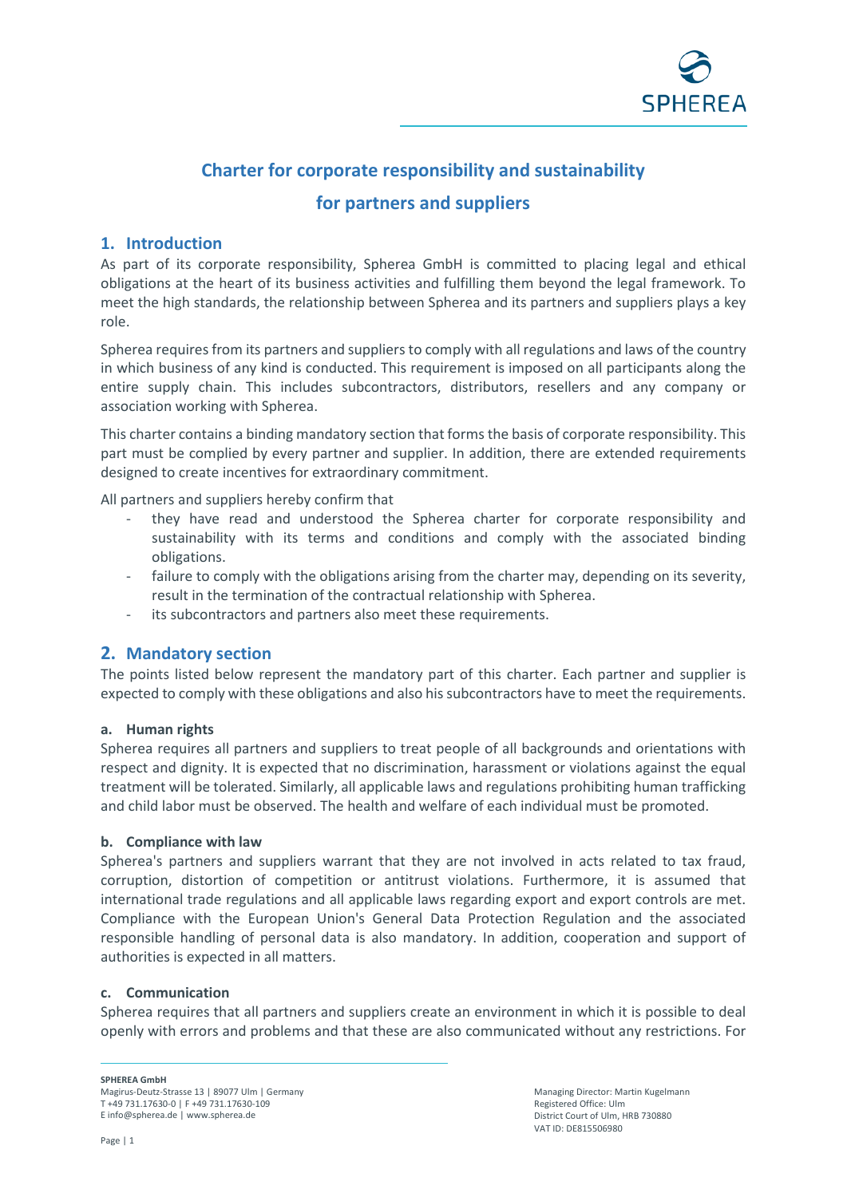# Charter for corporate responsibility and sustainability for partners and suppliers

## 1. Introduction

As part of its corporate responsibility, Spherea GmbH is committed to placing legal and ethical obligations at the heart of its business activities and fulfilling them beyond the legal framework. To meet the high standards, the relationship between Spherea and its partners and suppliers plays a key role.

Spherea requires from its partners and suppliers to comply with all regulations and laws of the country in which business of any kind is conducted. This requirement is imposed on all participants along the entire supply chain. This includes subcontractors, distributors, resellers and any company or association working with Spherea.

This charter contains a binding mandatory section that forms the basis of corporate responsibility. This part must be complied by every partner and supplier. In addition, there are extended requirements designed to create incentives for extraordinary commitment.

All partners and suppliers hereby confirm that

- they have read and understood the Spherea charter for corporate responsibility and sustainability with its terms and conditions and comply with the associated binding obligations.
- failure to comply with the obligations arising from the charter may, depending on its severity, result in the termination of the contractual relationship with Spherea.
- its subcontractors and partners also meet these requirements.

## 2. Mandatory section

The points listed below represent the mandatory part of this charter. Each partner and supplier is expected to comply with these obligations and also his subcontractors have to meet the requirements.

### a. Human rights

Spherea requires all partners and suppliers to treat people of all backgrounds and orientations with respect and dignity. It is expected that no discrimination, harassment or violations against the equal treatment will be tolerated. Similarly, all applicable laws and regulations prohibiting human trafficking and child labor must be observed. The health and welfare of each individual must be promoted.

### b. Compliance with law

Spherea's partners and suppliers warrant that they are not involved in acts related to tax fraud, corruption, distortion of competition or antitrust violations. Furthermore, it is assumed that international trade regulations and all applicable laws regarding export and export controls are met. Compliance with the European Union's General Data Protection Regulation and the associated responsible handling of personal data is also mandatory. In addition, cooperation and support of authorities is expected in all matters.

### c. Communication

Spherea requires that all partners and suppliers create an environment in which it is possible to deal openly with errors and problems and that these are also communicated without any restrictions. For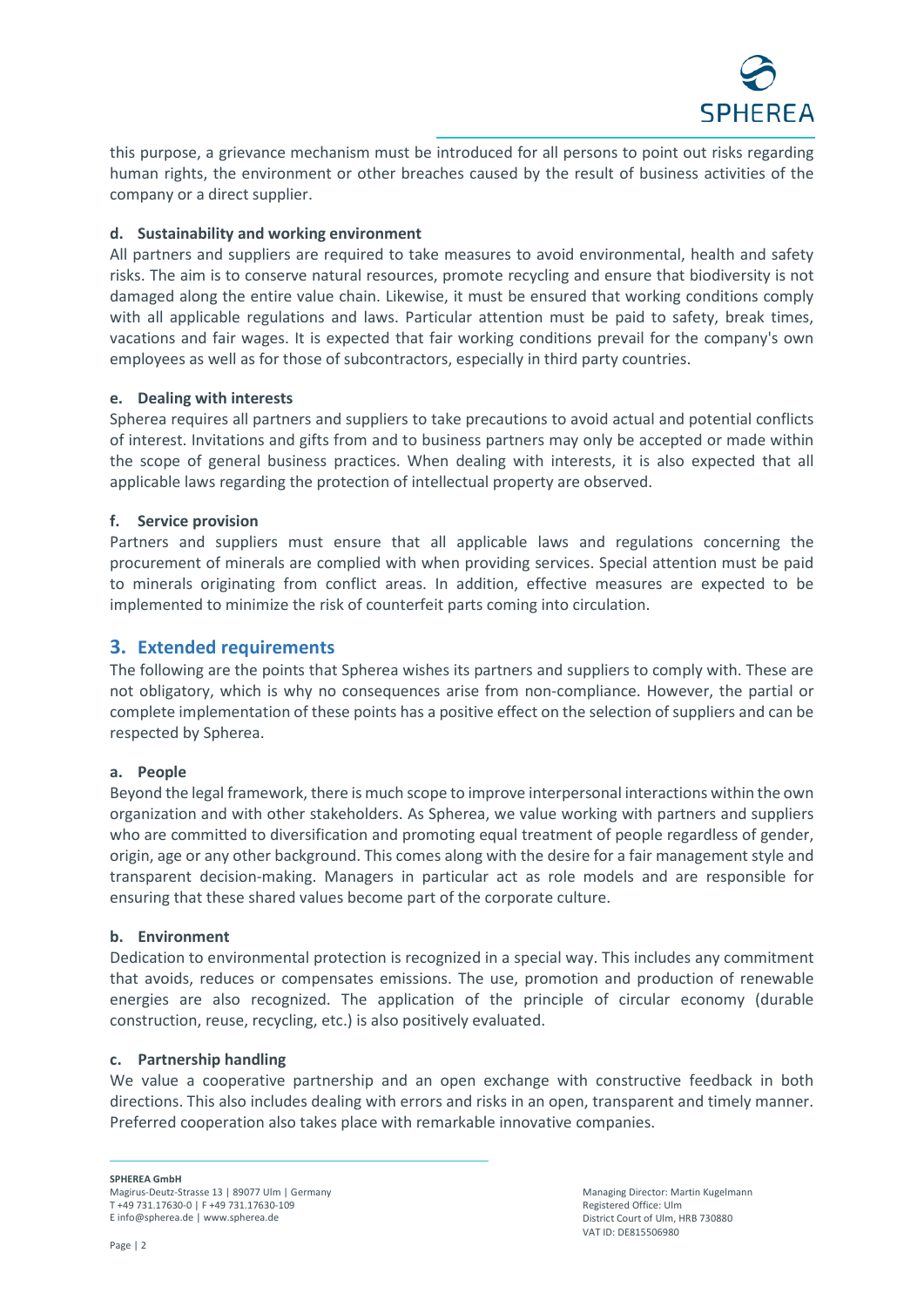this purpose, a grievance mechanism must be introduced for all persons to point out risks regarding human rights, the environment or other breaches caused by the result of business activities of the company or a direct supplier.

#### d. Sustainability and working environment

All partners and suppliers are required to take measures to avoid environmental, health and safety risks. The aim is to conserve natural resources, promote recycling and ensure that biodiversity is not damaged along the entire value chain. Likewise, it must be ensured that working conditions comply with all applicable regulations and laws. Particular attention must be paid to safety, break times, vacations and fair wages. It is expected that fair working conditions prevail for the company's own employees as well as for those of subcontractors, especially in third party countries.

#### e. Dealing with interests

Spherea requires all partners and suppliers to take precautions to avoid actual and potential conflicts of interest. Invitations and gifts from and to business partners may only be accepted or made within the scope of general business practices. When dealing with interests, it is also expected that all applicable laws regarding the protection of intellectual property are observed.

#### f. Service provision

Partners and suppliers must ensure that all applicable laws and regulations concerning the procurement of minerals are complied with when providing services. Special attention must be paid to minerals originating from conflict areas. In addition, effective measures are expected to be implemented to minimize the risk of counterfeit parts coming into circulation.

## 3. Extended requirements

The following are the points that Spherea wishes its partners and suppliers to comply with. These are not obligatory, which is why no consequences arise from non-compliance. However, the partial or complete implementation of these points has a positive effect on the selection of suppliers and can be respected by Spherea.

#### a. People

Beyond the legal framework, there is much scope to improve interpersonal interactions within the own organization and with other stakeholders. As Spherea, we value working with partners and suppliers who are committed to diversification and promoting equal treatment of people regardless of gender, origin, age or any other background. This comes along with the desire for a fair management style and transparent decision-making. Managers in particular act as role models and are responsible for ensuring that these shared values become part of the corporate culture.

#### b. Environment

Dedication to environmental protection is recognized in a special way. This includes any commitment that avoids, reduces or compensates emissions. The use, promotion and production of renewable energies are also recognized. The application of the principle of circular economy (durable construction, reuse, recycling, etc.) is also positively evaluated.

#### c. Partnership handling

We value a cooperative partnership and an open exchange with constructive feedback in both directions. This also includes dealing with errors and risks in an open, transparent and timely manner. Preferred cooperation also takes place with remarkable innovative companies.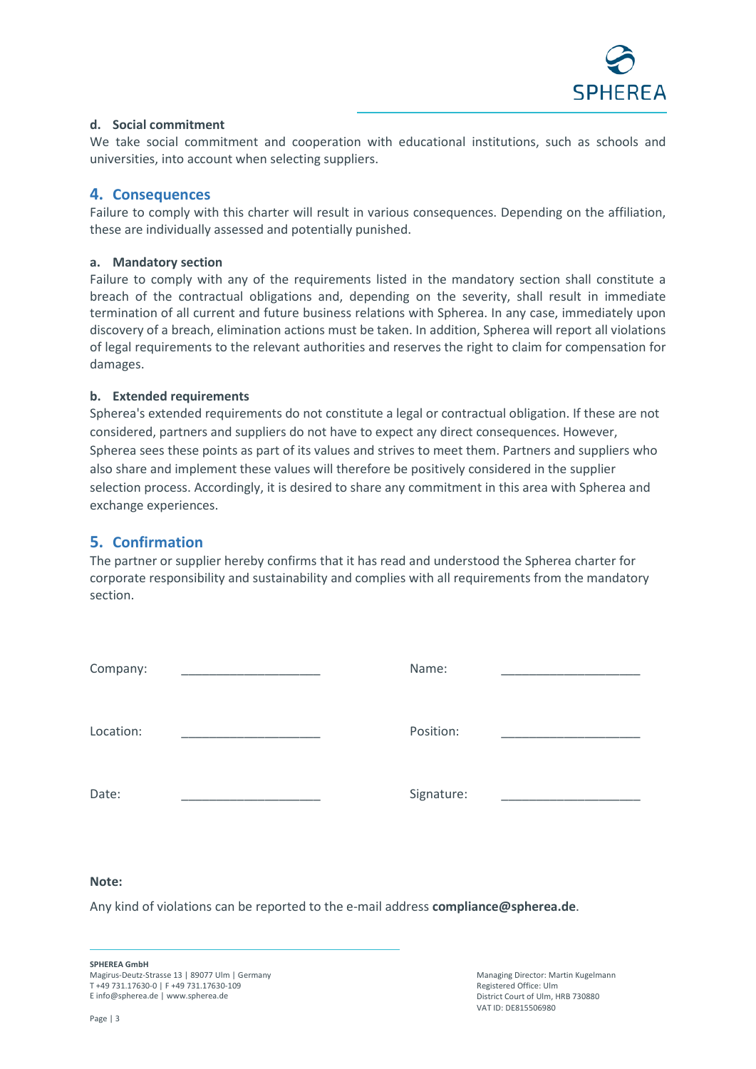### d. Social commitment

We take social commitment and cooperation with educational institutions, such as schools and universities, into account when selecting suppliers.

## 4. Consequences

Failure to comply with this charter will result in various consequences. Depending on the affiliation, these are individually assessed and potentially punished.

### a. Mandatory section

Failure to comply with any of the requirements listed in the mandatory section shall constitute a breach of the contractual obligations and, depending on the severity, shall result in immediate termination of all current and future business relations with Spherea. In any case, immediately upon discovery of a breach, elimination actions must be taken. In addition, Spherea will report all violations of legal requirements to the relevant authorities and reserves the right to claim for compensation for damages.

### b. Extended requirements

Spherea's extended requirements do not constitute a legal or contractual obligation. If these are not considered, partners and suppliers do not have to expect any direct consequences. However, Spherea sees these points as part of its values and strives to meet them. Partners and suppliers who also share and implement these values will therefore be positively considered in the supplier selection process. Accordingly, it is desired to share any commitment in this area with Spherea and exchange experiences.

## 5. Confirmation

The partner or supplier hereby confirms that it has read and understood the Spherea charter for corporate responsibility and sustainability and complies with all requirements from the mandatory section.

Company: ____________________ Name: ____________________

Location: ____________________ Position: ____________________

Date: ____________________ Signature: ____________________

**Note:**

Any kind of violations can be reported to the e-mail address **compliance@spherea.de**.